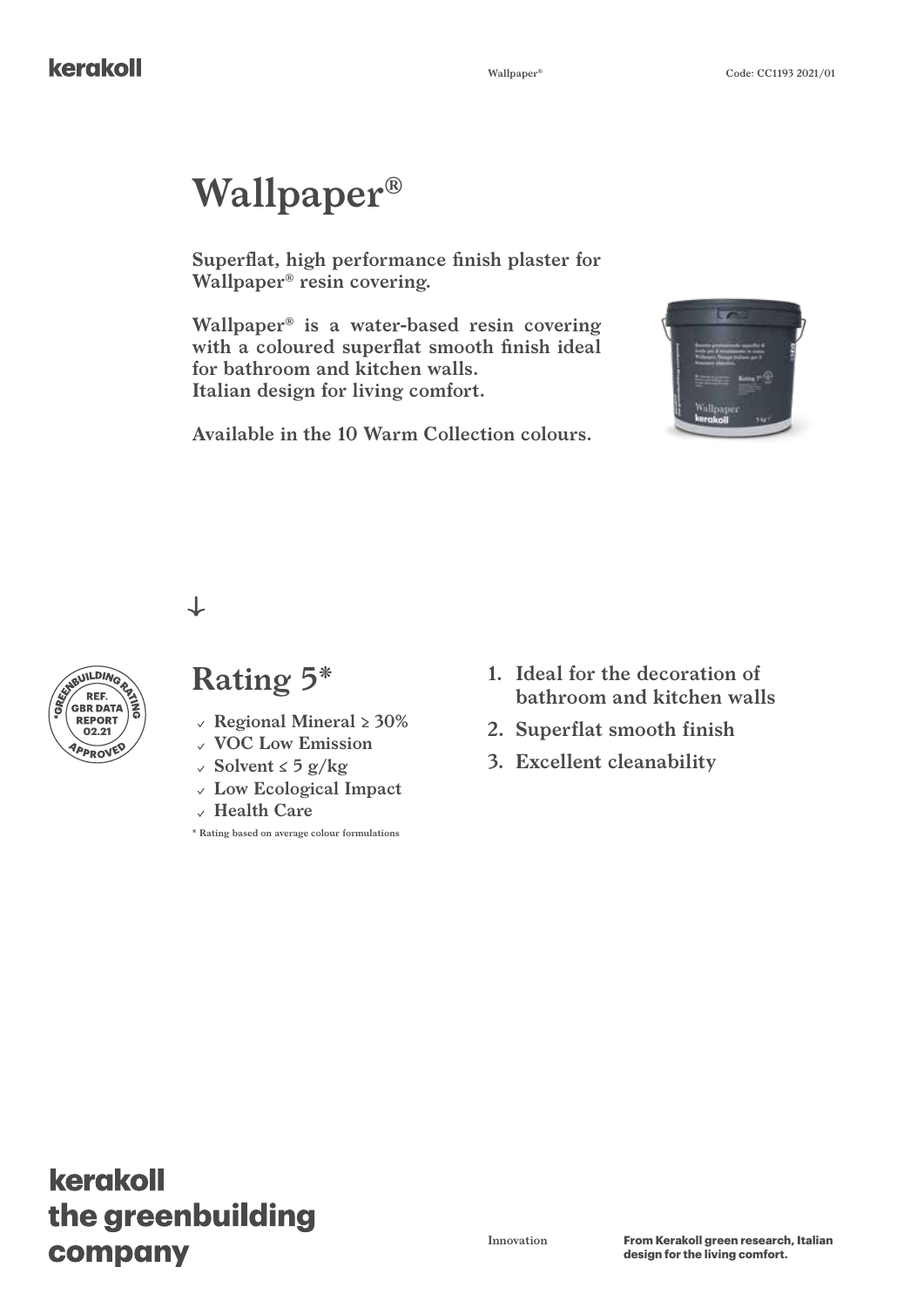# Wallpaper®

**Superflat, high performance finish plaster for Wallpaper® resin covering.**

**Wallpaper® is a water-based resin covering with a coloured superflat smooth finish ideal for bathroom and kitchen walls. Italian design for living comfort.**

**Available in the 10 Warm Collection colours.**

GREENBUILDING RATING
REF. GBR DATA REPORT 02.21
APPROVED

## Rating 5*

- Regional Mineral ≥ 30%
- VOC Low Emission
- Solvent ≤ 5 g/kg
- Low Ecological Impact
- Health Care

\* Rating based on average colour formulations

1. Ideal for the decoration of bathroom and kitchen walls
2. Superflat smooth finish
3. Excellent cleanability

**kerakoll the greenbuilding company**

Innovation

**From Kerakoll green research, Italian design for the living comfort.**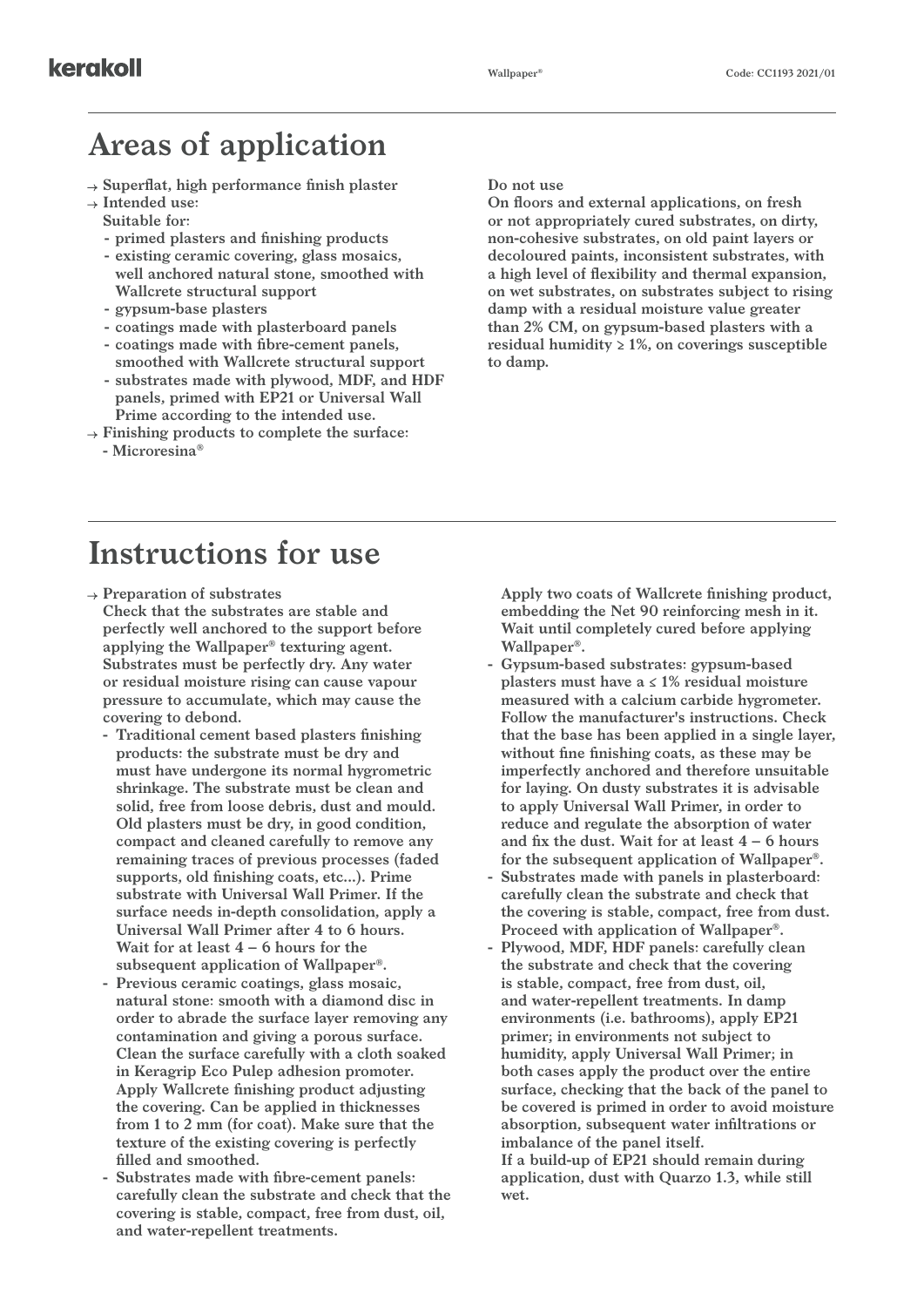## Areas of application

- Superflat, high performance finish plaster
- Intended use:
  Suitable for:
  - primed plasters and finishing products
  - existing ceramic covering, glass mosaics, well anchored natural stone, smoothed with Wallcrete structural support
  - gypsum-base plasters
  - coatings made with plasterboard panels
  - coatings made with fibre-cement panels, smoothed with Wallcrete structural support
  - substrates made with plywood, MDF, and HDF panels, primed with EP21 or Universal Wall Prime according to the intended use.
- Finishing products to complete the surface:
  - Microresina®

**Do not use**

On floors and external applications, on fresh or not appropriately cured substrates, on dirty, non-cohesive substrates, on old paint layers or decoloured paints, inconsistent substrates, with a high level of flexibility and thermal expansion, on wet substrates, on substrates subject to rising damp with a residual moisture value greater than 2% CM, on gypsum-based plasters with a residual humidity ≥ 1%, on coverings susceptible to damp.

## Instructions for use

- Preparation of substrates
  Check that the substrates are stable and perfectly well anchored to the support before applying the Wallpaper® texturing agent. Substrates must be perfectly dry. Any water or residual moisture rising can cause vapour pressure to accumulate, which may cause the covering to debond.
  - Traditional cement based plasters finishing products: the substrate must be dry and must have undergone its normal hygrometric shrinkage. The substrate must be clean and solid, free from loose debris, dust and mould. Old plasters must be dry, in good condition, compact and cleaned carefully to remove any remaining traces of previous processes (faded supports, old finishing coats, etc...). Prime substrate with Universal Wall Primer. If the surface needs in-depth consolidation, apply a Universal Wall Primer after 4 to 6 hours. Wait for at least 4 – 6 hours for the subsequent application of Wallpaper®.
  - Previous ceramic coatings, glass mosaic, natural stone: smooth with a diamond disc in order to abrade the surface layer removing any contamination and giving a porous surface. Clean the surface carefully with a cloth soaked in Keragrip Eco Pulep adhesion promoter. Apply Wallcrete finishing product adjusting the covering. Can be applied in thicknesses from 1 to 2 mm (for coat). Make sure that the texture of the existing covering is perfectly filled and smoothed.
  - Substrates made with fibre-cement panels: carefully clean the substrate and check that the covering is stable, compact, free from dust, oil, and water-repellent treatments. Apply two coats of Wallcrete finishing product, embedding the Net 90 reinforcing mesh in it. Wait until completely cured before applying Wallpaper®.
  - Gypsum-based substrates: gypsum-based plasters must have a ≤ 1% residual moisture measured with a calcium carbide hygrometer. Follow the manufacturer's instructions. Check that the base has been applied in a single layer, without fine finishing coats, as these may be imperfectly anchored and therefore unsuitable for laying. On dusty substrates it is advisable to apply Universal Wall Primer, in order to reduce and regulate the absorption of water and fix the dust. Wait for at least 4 – 6 hours for the subsequent application of Wallpaper®.
  - Substrates made with panels in plasterboard: carefully clean the substrate and check that the covering is stable, compact, free from dust. Proceed with application of Wallpaper®.
  - Plywood, MDF, HDF panels: carefully clean the substrate and check that the covering is stable, compact, free from dust, oil, and water-repellent treatments. In damp environments (i.e. bathrooms), apply EP21 primer; in environments not subject to humidity, apply Universal Wall Primer; in both cases apply the product over the entire surface, checking that the back of the panel to be covered is primed in order to avoid moisture absorption, subsequent water infiltrations or imbalance of the panel itself.
    If a build-up of EP21 should remain during application, dust with Quarzo 1.3, while still wet.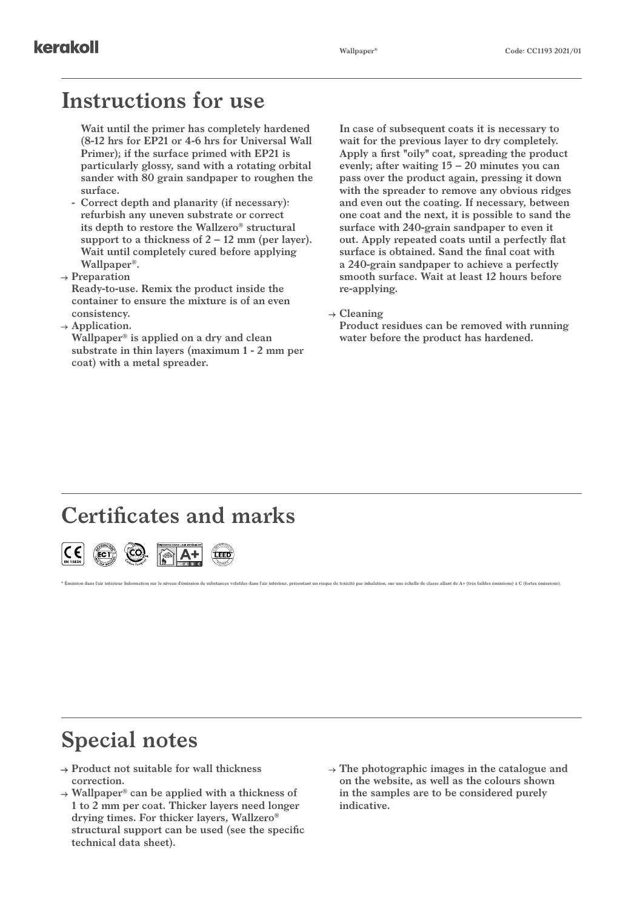## Instructions for use

Wait until the primer has completely hardened (8-12 hrs for EP21 or 4-6 hrs for Universal Wall Primer); if the surface primed with EP21 is particularly glossy, sand with a rotating orbital sander with 80 grain sandpaper to roughen the surface.

- Correct depth and planarity (if necessary): refurbish any uneven substrate or correct its depth to restore the Wallzero® structural support to a thickness of 2 – 12 mm (per layer). Wait until completely cured before applying Wallpaper®.

→ Preparation
Ready-to-use. Remix the product inside the container to ensure the mixture is of an even consistency.

→ Application.
Wallpaper® is applied on a dry and clean substrate in thin layers (maximum 1 - 2 mm per coat) with a metal spreader.

In case of subsequent coats it is necessary to wait for the previous layer to dry completely. Apply a first "oily" coat, spreading the product evenly; after waiting 15 – 20 minutes you can pass over the product again, pressing it down with the spreader to remove any obvious ridges and even out the coating. If necessary, between one coat and the next, it is possible to sand the surface with 240-grain sandpaper to even it out. Apply repeated coats until a perfectly flat surface is obtained. Sand the final coat with a 240-grain sandpaper to achieve a perfectly smooth surface. Wait at least 12 hours before re-applying.

→ Cleaning
Product residues can be removed with running water before the product has hardened.

## Certificates and marks

* Émission dans l'air intérieur Information sur le niveau d'émission de substances volatiles dans l'air intérieur, présentant un risque de toxicité par inhalation, sur une échelle de classe allant de A+ (très faibles émissions) à C (fortes émissions).

## Special notes

- → Product not suitable for wall thickness correction.
- → Wallpaper® can be applied with a thickness of 1 to 2 mm per coat. Thicker layers need longer drying times. For thicker layers, Wallzero® structural support can be used (see the specific technical data sheet).
- → The photographic images in the catalogue and on the website, as well as the colours shown in the samples are to be considered purely indicative.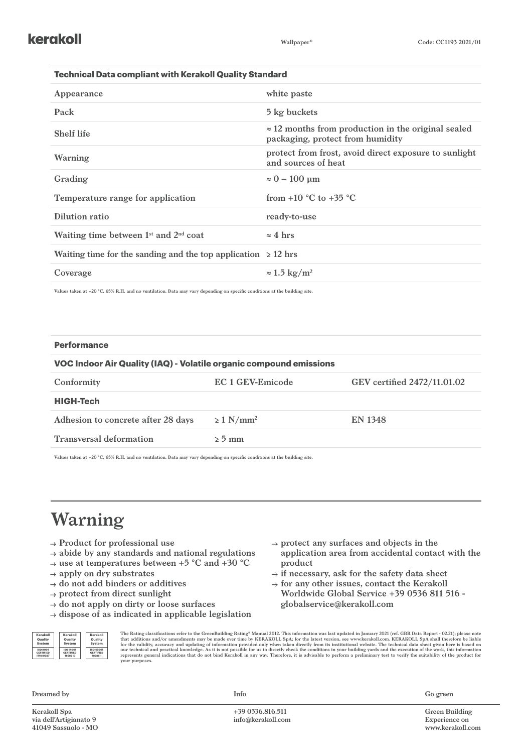| Technical Data compliant with Kerakoll Quality Standard | |
|---|---|
| Appearance | white paste |
| Pack | 5 kg buckets |
| Shelf life | ≈ 12 months from production in the original sealed packaging, protect from humidity |
| Warning | protect from frost, avoid direct exposure to sunlight and sources of heat |
| Grading | ≈ 0 – 100 μm |
| Temperature range for application | from +10 °C to +35 °C |
| Dilution ratio | ready-to-use |
| Waiting time between 1st and 2nd coat | ≈ 4 hrs |
| Waiting time for the sanding and the top application | ≥ 12 hrs |
| Coverage | ≈ 1.5 kg/m² |

Values taken at +20 °C, 65% R.H. and no ventilation. Data may vary depending on specific conditions at the building site.

| Performance | | |
|---|---|---|
| **VOC Indoor Air Quality (IAQ) - Volatile organic compound emissions** | | |
| Conformity | EC 1 GEV-Emicode | GEV certified 2472/11.01.02 |
| **HIGH-Tech** | | |
| Adhesion to concrete after 28 days | ≥ 1 N/mm² | EN 1348 |
| Transversal deformation | ≥ 5 mm | |

Values taken at +20 °C, 65% R.H. and no ventilation. Data may vary depending on specific conditions at the building site.

# Warning

- → Product for professional use
- → abide by any standards and national regulations
- → use at temperatures between +5 °C and +30 °C
- → apply on dry substrates
- → do not add binders or additives
- → protect from direct sunlight
- → do not apply on dirty or loose surfaces
- → dispose of as indicated in applicable legislation
- → protect any surfaces and objects in the application area from accidental contact with the product
- → if necessary, ask for the safety data sheet
- → for any other issues, contact the Kerakoll Worldwide Global Service +39 0536 811 516 - globalservice@kerakoll.com

Kerakoll Quality System ISO 9001 CERTIFIED IT10/0327 — Kerakoll Quality System ISO 14001 CERTIFIED 16566-E — Kerakoll Quality System ISO 45001 CERTIFIED 16586-I

The Rating classifications refer to the GreenBuilding Rating® Manual 2012. This information was last updated in January 2021 (ref. GBR Data Report - 02.21); please note that additions and/or amendments may be made over time by KERAKOLL SpA; for the latest version, see www.kerakoll.com. KERAKOLL SpA shall therefore be liable for the validity, accuracy and updating of information provided only when taken directly from its institutional website. The technical data sheet given here is based on our technical and practical knowledge. As it is not possible for us to directly check the conditions in your building yards and the execution of the work, this information represents general indications that do not bind Kerakoll in any way. Therefore, it is advisable to perform a preliminary test to verify the suitability of the product for your purposes.

| Dreamed by | Info | Go green |
|---|---|---|
| Kerakoll Spa<br>via dell'Artigianato 9<br>41049 Sassuolo - MO | +39 0536.816.511<br>info@kerakoll.com | Green Building<br>Experience on<br>www.kerakoll.com |